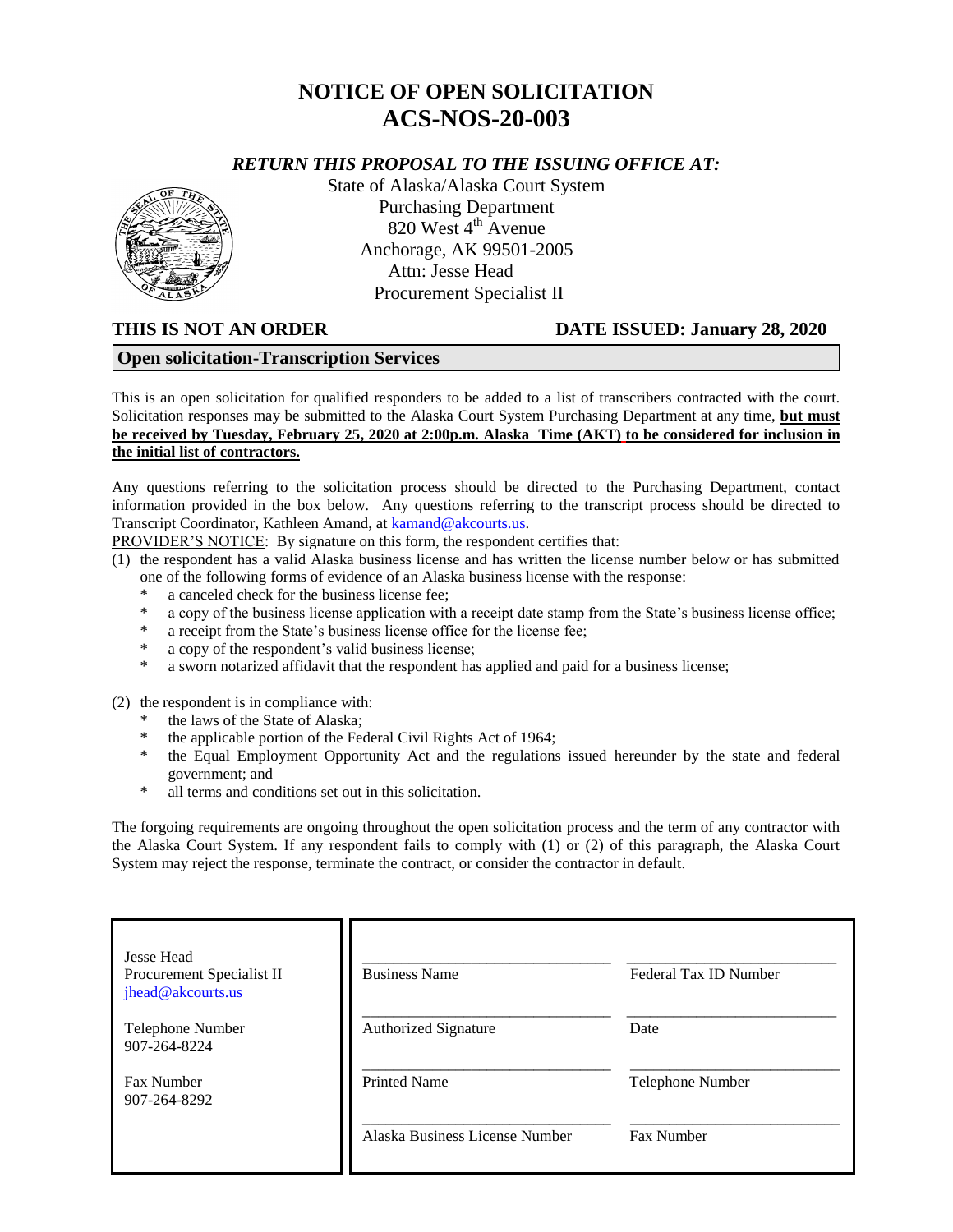# NOTICE OF OPEN SOLICITATION
# ACS-NOS-20-003

***RETURN THIS PROPOSAL TO THE ISSUING OFFICE AT:***

State of Alaska/Alaska Court System
Purchasing Department
820 West 4th Avenue
Anchorage, AK 99501-2005
Attn: Jesse Head
Procurement Specialist II

**THIS IS NOT AN ORDER** **DATE ISSUED: January 28, 2020**

**Open solicitation-Transcription Services**

This is an open solicitation for qualified responders to be added to a list of transcribers contracted with the court. Solicitation responses may be submitted to the Alaska Court System Purchasing Department at any time, **but must be received by Tuesday, February 25, 2020 at 2:00p.m. Alaska Time (AKT) to be considered for inclusion in the initial list of contractors.**

Any questions referring to the solicitation process should be directed to the Purchasing Department, contact information provided in the box below. Any questions referring to the transcript process should be directed to Transcript Coordinator, Kathleen Amand, at kamand@akcourts.us.

PROVIDER'S NOTICE: By signature on this form, the respondent certifies that:

(1) the respondent has a valid Alaska business license and has written the license number below or has submitted one of the following forms of evidence of an Alaska business license with the response:
   - a canceled check for the business license fee;
   - a copy of the business license application with a receipt date stamp from the State's business license office;
   - a receipt from the State's business license office for the license fee;
   - a copy of the respondent's valid business license;
   - a sworn notarized affidavit that the respondent has applied and paid for a business license;

(2) the respondent is in compliance with:
   - the laws of the State of Alaska;
   - the applicable portion of the Federal Civil Rights Act of 1964;
   - the Equal Employment Opportunity Act and the regulations issued hereunder by the state and federal government; and
   - all terms and conditions set out in this solicitation.

The forgoing requirements are ongoing throughout the open solicitation process and the term of any contractor with the Alaska Court System. If any respondent fails to comply with (1) or (2) of this paragraph, the Alaska Court System may reject the response, terminate the contract, or consider the contractor in default.

| | | |
|---|---|---|
| Jesse Head<br>Procurement Specialist II<br>jhead@akcourts.us | Business Name | Federal Tax ID Number |
| Telephone Number<br>907-264-8224 | Authorized Signature | Date |
| Fax Number<br>907-264-8292 | Printed Name | Telephone Number |
| | Alaska Business License Number | Fax Number |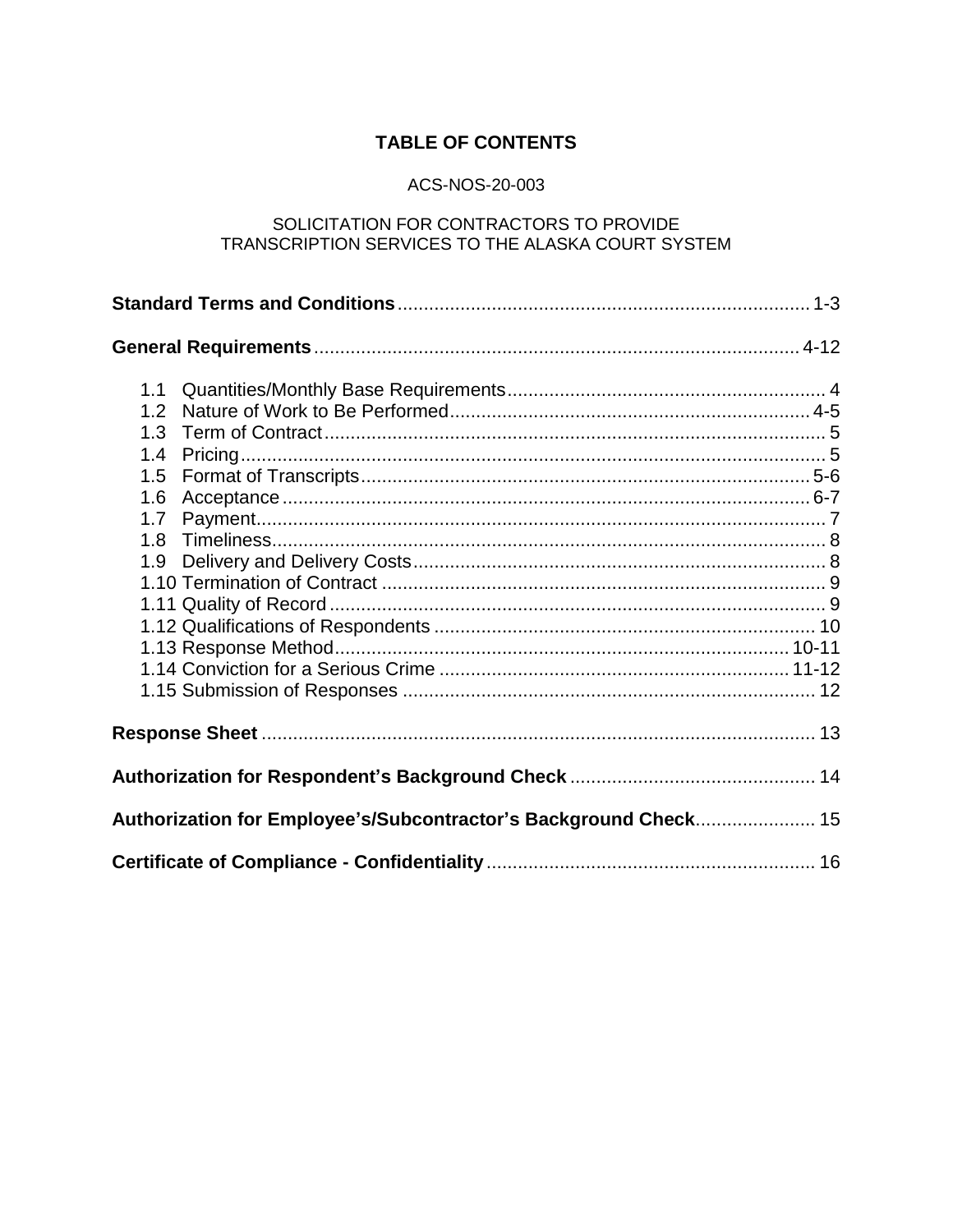# TABLE OF CONTENTS

ACS-NOS-20-003

SOLICITATION FOR CONTRACTORS TO PROVIDE
TRANSCRIPTION SERVICES TO THE ALASKA COURT SYSTEM

**Standard Terms and Conditions** ........................................................................ 1-3

**General Requirements** ....................................................................................... 4-12

- 1.1 Quantities/Monthly Base Requirements ........................................................ 4
- 1.2 Nature of Work to Be Performed ................................................................. 4-5
- 1.3 Term of Contract ........................................................................................... 5
- 1.4 Pricing .......................................................................................................... 5
- 1.5 Format of Transcripts ................................................................................. 5-6
- 1.6 Acceptance ................................................................................................ 6-7
- 1.7 Payment ........................................................................................................ 7
- 1.8 Timeliness ..................................................................................................... 8
- 1.9 Delivery and Delivery Costs .......................................................................... 8
- 1.10 Termination of Contract .............................................................................. 9
- 1.11 Quality of Record ......................................................................................... 9
- 1.12 Qualifications of Respondents .................................................................... 10
- 1.13 Response Method .................................................................................. 10-11
- 1.14 Conviction for a Serious Crime ............................................................... 11-12
- 1.15 Submission of Responses .......................................................................... 12

**Response Sheet** .................................................................................................. 13

**Authorization for Respondent's Background Check** ........................................ 14

**Authorization for Employee's/Subcontractor's Background Check** ................ 15

**Certificate of Compliance - Confidentiality** ........................................................ 16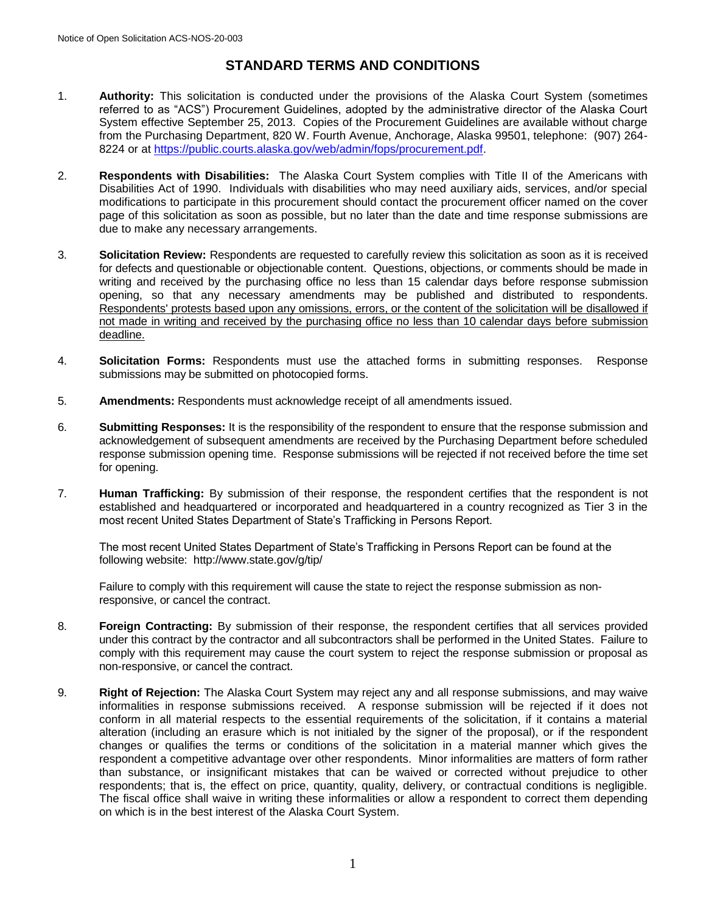# STANDARD TERMS AND CONDITIONS

1. **Authority:** This solicitation is conducted under the provisions of the Alaska Court System (sometimes referred to as "ACS") Procurement Guidelines, adopted by the administrative director of the Alaska Court System effective September 25, 2013. Copies of the Procurement Guidelines are available without charge from the Purchasing Department, 820 W. Fourth Avenue, Anchorage, Alaska 99501, telephone: (907) 264-8224 or at https://public.courts.alaska.gov/web/admin/fops/procurement.pdf.

2. **Respondents with Disabilities:** The Alaska Court System complies with Title II of the Americans with Disabilities Act of 1990. Individuals with disabilities who may need auxiliary aids, services, and/or special modifications to participate in this procurement should contact the procurement officer named on the cover page of this solicitation as soon as possible, but no later than the date and time response submissions are due to make any necessary arrangements.

3. **Solicitation Review:** Respondents are requested to carefully review this solicitation as soon as it is received for defects and questionable or objectionable content. Questions, objections, or comments should be made in writing and received by the purchasing office no less than 15 calendar days before response submission opening, so that any necessary amendments may be published and distributed to respondents. Respondents' protests based upon any omissions, errors, or the content of the solicitation will be disallowed if not made in writing and received by the purchasing office no less than 10 calendar days before submission deadline.

4. **Solicitation Forms:** Respondents must use the attached forms in submitting responses. Response submissions may be submitted on photocopied forms.

5. **Amendments:** Respondents must acknowledge receipt of all amendments issued.

6. **Submitting Responses:** It is the responsibility of the respondent to ensure that the response submission and acknowledgement of subsequent amendments are received by the Purchasing Department before scheduled response submission opening time. Response submissions will be rejected if not received before the time set for opening.

7. **Human Trafficking:** By submission of their response, the respondent certifies that the respondent is not established and headquartered or incorporated and headquartered in a country recognized as Tier 3 in the most recent United States Department of State's Trafficking in Persons Report.

   The most recent United States Department of State's Trafficking in Persons Report can be found at the following website: http://www.state.gov/g/tip/

   Failure to comply with this requirement will cause the state to reject the response submission as non-responsive, or cancel the contract.

8. **Foreign Contracting:** By submission of their response, the respondent certifies that all services provided under this contract by the contractor and all subcontractors shall be performed in the United States. Failure to comply with this requirement may cause the court system to reject the response submission or proposal as non-responsive, or cancel the contract.

9. **Right of Rejection:** The Alaska Court System may reject any and all response submissions, and may waive informalities in response submissions received. A response submission will be rejected if it does not conform in all material respects to the essential requirements of the solicitation, if it contains a material alteration (including an erasure which is not initialed by the signer of the proposal), or if the respondent changes or qualifies the terms or conditions of the solicitation in a material manner which gives the respondent a competitive advantage over other respondents. Minor informalities are matters of form rather than substance, or insignificant mistakes that can be waived or corrected without prejudice to other respondents; that is, the effect on price, quantity, quality, delivery, or contractual conditions is negligible. The fiscal office shall waive in writing these informalities or allow a respondent to correct them depending on which is in the best interest of the Alaska Court System.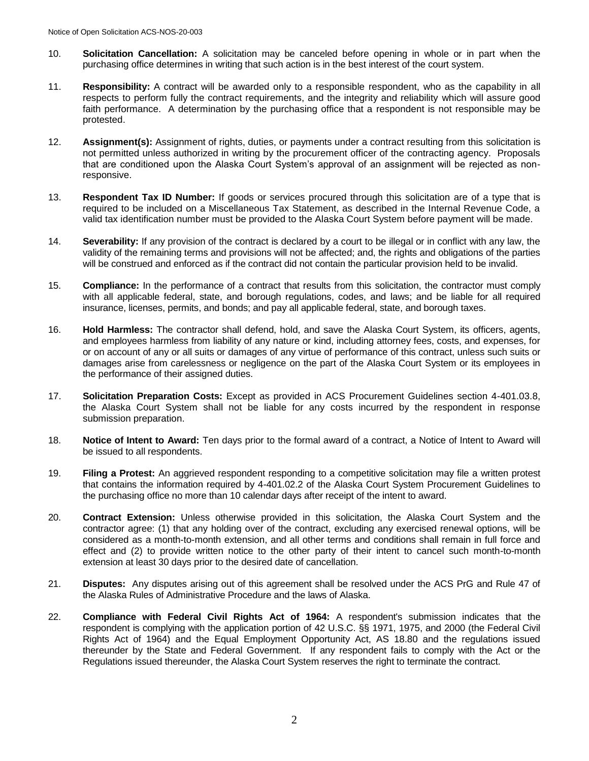10. **Solicitation Cancellation:** A solicitation may be canceled before opening in whole or in part when the purchasing office determines in writing that such action is in the best interest of the court system.

11. **Responsibility:** A contract will be awarded only to a responsible respondent, who as the capability in all respects to perform fully the contract requirements, and the integrity and reliability which will assure good faith performance. A determination by the purchasing office that a respondent is not responsible may be protested.

12. **Assignment(s):** Assignment of rights, duties, or payments under a contract resulting from this solicitation is not permitted unless authorized in writing by the procurement officer of the contracting agency. Proposals that are conditioned upon the Alaska Court System's approval of an assignment will be rejected as non-responsive.

13. **Respondent Tax ID Number:** If goods or services procured through this solicitation are of a type that is required to be included on a Miscellaneous Tax Statement, as described in the Internal Revenue Code, a valid tax identification number must be provided to the Alaska Court System before payment will be made.

14. **Severability:** If any provision of the contract is declared by a court to be illegal or in conflict with any law, the validity of the remaining terms and provisions will not be affected; and, the rights and obligations of the parties will be construed and enforced as if the contract did not contain the particular provision held to be invalid.

15. **Compliance:** In the performance of a contract that results from this solicitation, the contractor must comply with all applicable federal, state, and borough regulations, codes, and laws; and be liable for all required insurance, licenses, permits, and bonds; and pay all applicable federal, state, and borough taxes.

16. **Hold Harmless:** The contractor shall defend, hold, and save the Alaska Court System, its officers, agents, and employees harmless from liability of any nature or kind, including attorney fees, costs, and expenses, for or on account of any or all suits or damages of any virtue of performance of this contract, unless such suits or damages arise from carelessness or negligence on the part of the Alaska Court System or its employees in the performance of their assigned duties.

17. **Solicitation Preparation Costs:** Except as provided in ACS Procurement Guidelines section 4-401.03.8, the Alaska Court System shall not be liable for any costs incurred by the respondent in response submission preparation.

18. **Notice of Intent to Award:** Ten days prior to the formal award of a contract, a Notice of Intent to Award will be issued to all respondents.

19. **Filing a Protest:** An aggrieved respondent responding to a competitive solicitation may file a written protest that contains the information required by 4-401.02.2 of the Alaska Court System Procurement Guidelines to the purchasing office no more than 10 calendar days after receipt of the intent to award.

20. **Contract Extension:** Unless otherwise provided in this solicitation, the Alaska Court System and the contractor agree: (1) that any holding over of the contract, excluding any exercised renewal options, will be considered as a month-to-month extension, and all other terms and conditions shall remain in full force and effect and (2) to provide written notice to the other party of their intent to cancel such month-to-month extension at least 30 days prior to the desired date of cancellation.

21. **Disputes:** Any disputes arising out of this agreement shall be resolved under the ACS PrG and Rule 47 of the Alaska Rules of Administrative Procedure and the laws of Alaska.

22. **Compliance with Federal Civil Rights Act of 1964:** A respondent's submission indicates that the respondent is complying with the application portion of 42 U.S.C. §§ 1971, 1975, and 2000 (the Federal Civil Rights Act of 1964) and the Equal Employment Opportunity Act, AS 18.80 and the regulations issued thereunder by the State and Federal Government. If any respondent fails to comply with the Act or the Regulations issued thereunder, the Alaska Court System reserves the right to terminate the contract.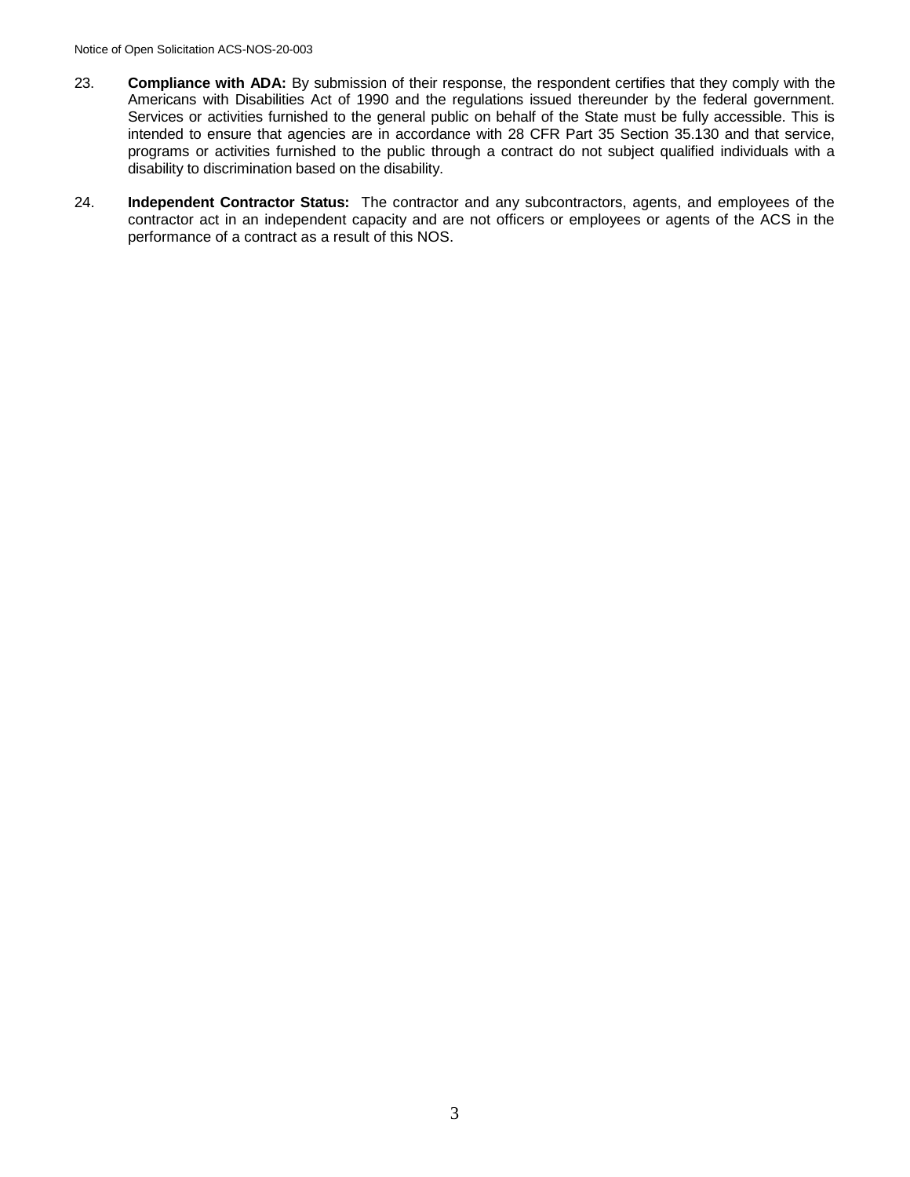23. **Compliance with ADA:** By submission of their response, the respondent certifies that they comply with the Americans with Disabilities Act of 1990 and the regulations issued thereunder by the federal government. Services or activities furnished to the general public on behalf of the State must be fully accessible. This is intended to ensure that agencies are in accordance with 28 CFR Part 35 Section 35.130 and that service, programs or activities furnished to the public through a contract do not subject qualified individuals with a disability to discrimination based on the disability.

24. **Independent Contractor Status:** The contractor and any subcontractors, agents, and employees of the contractor act in an independent capacity and are not officers or employees or agents of the ACS in the performance of a contract as a result of this NOS.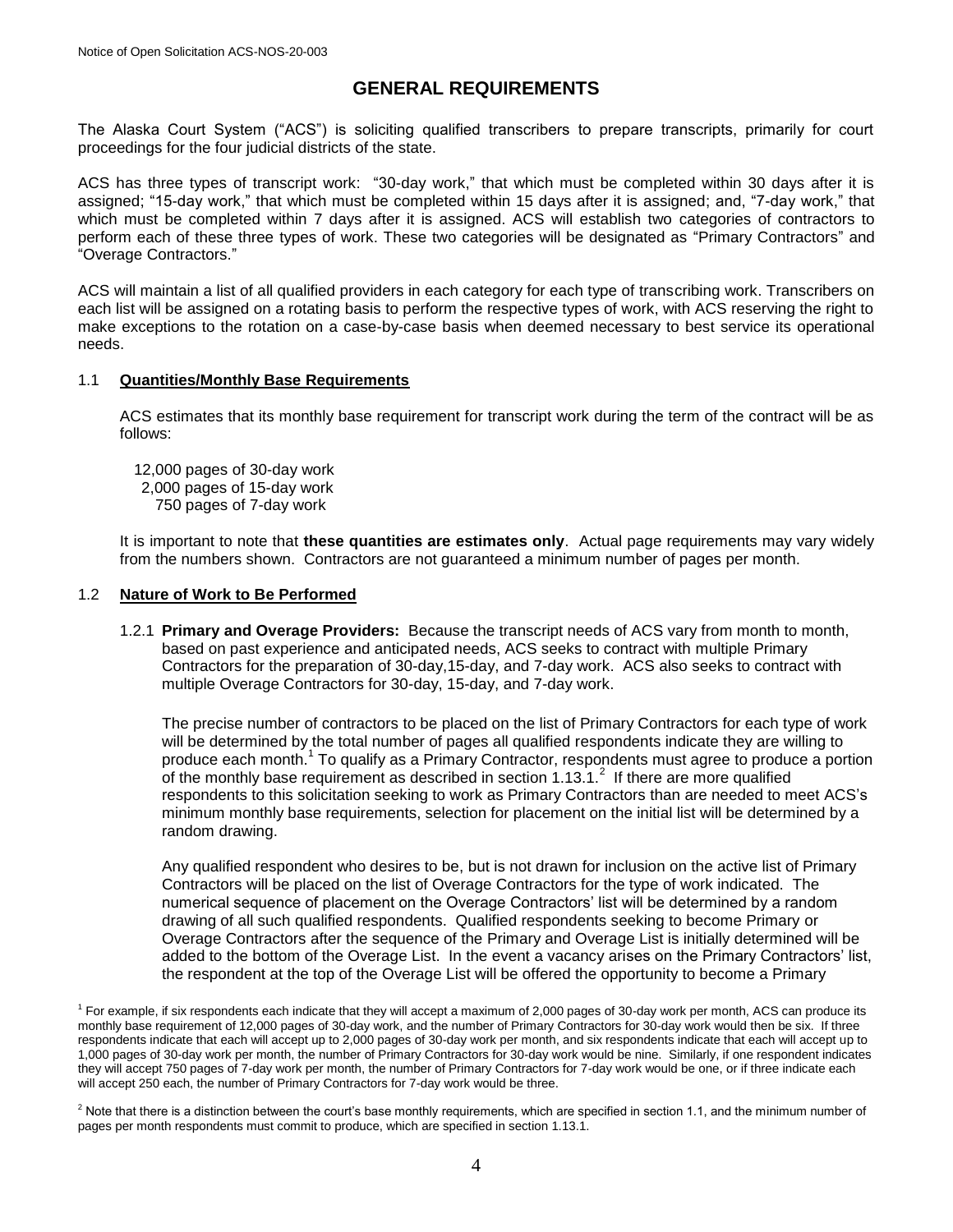# GENERAL REQUIREMENTS

The Alaska Court System ("ACS") is soliciting qualified transcribers to prepare transcripts, primarily for court proceedings for the four judicial districts of the state.

ACS has three types of transcript work: "30-day work," that which must be completed within 30 days after it is assigned; "15-day work," that which must be completed within 15 days after it is assigned; and, "7-day work," that which must be completed within 7 days after it is assigned. ACS will establish two categories of contractors to perform each of these three types of work. These two categories will be designated as "Primary Contractors" and "Overage Contractors."

ACS will maintain a list of all qualified providers in each category for each type of transcribing work. Transcribers on each list will be assigned on a rotating basis to perform the respective types of work, with ACS reserving the right to make exceptions to the rotation on a case-by-case basis when deemed necessary to best service its operational needs.

## 1.1 Quantities/Monthly Base Requirements

ACS estimates that its monthly base requirement for transcript work during the term of the contract will be as follows:

12,000 pages of 30-day work
2,000 pages of 15-day work
750 pages of 7-day work

It is important to note that **these quantities are estimates only**. Actual page requirements may vary widely from the numbers shown. Contractors are not guaranteed a minimum number of pages per month.

## 1.2 Nature of Work to Be Performed

1.2.1 **Primary and Overage Providers:** Because the transcript needs of ACS vary from month to month, based on past experience and anticipated needs, ACS seeks to contract with multiple Primary Contractors for the preparation of 30-day,15-day, and 7-day work. ACS also seeks to contract with multiple Overage Contractors for 30-day, 15-day, and 7-day work.

The precise number of contractors to be placed on the list of Primary Contractors for each type of work will be determined by the total number of pages all qualified respondents indicate they are willing to produce each month.[1] To qualify as a Primary Contractor, respondents must agree to produce a portion of the monthly base requirement as described in section 1.13.1.[2] If there are more qualified respondents to this solicitation seeking to work as Primary Contractors than are needed to meet ACS's minimum monthly base requirements, selection for placement on the initial list will be determined by a random drawing.

Any qualified respondent who desires to be, but is not drawn for inclusion on the active list of Primary Contractors will be placed on the list of Overage Contractors for the type of work indicated. The numerical sequence of placement on the Overage Contractors' list will be determined by a random drawing of all such qualified respondents. Qualified respondents seeking to become Primary or Overage Contractors after the sequence of the Primary and Overage List is initially determined will be added to the bottom of the Overage List. In the event a vacancy arises on the Primary Contractors' list, the respondent at the top of the Overage List will be offered the opportunity to become a Primary

[1] For example, if six respondents each indicate that they will accept a maximum of 2,000 pages of 30-day work per month, ACS can produce its monthly base requirement of 12,000 pages of 30-day work, and the number of Primary Contractors for 30-day work would then be six. If three respondents indicate that each will accept up to 2,000 pages of 30-day work per month, and six respondents indicate that each will accept up to 1,000 pages of 30-day work per month, the number of Primary Contractors for 30-day work would be nine. Similarly, if one respondent indicates they will accept 750 pages of 7-day work per month, the number of Primary Contractors for 7-day work would be one, or if three indicate each will accept 250 each, the number of Primary Contractors for 7-day work would be three.

[2] Note that there is a distinction between the court's base monthly requirements, which are specified in section 1.1, and the minimum number of pages per month respondents must commit to produce, which are specified in section 1.13.1.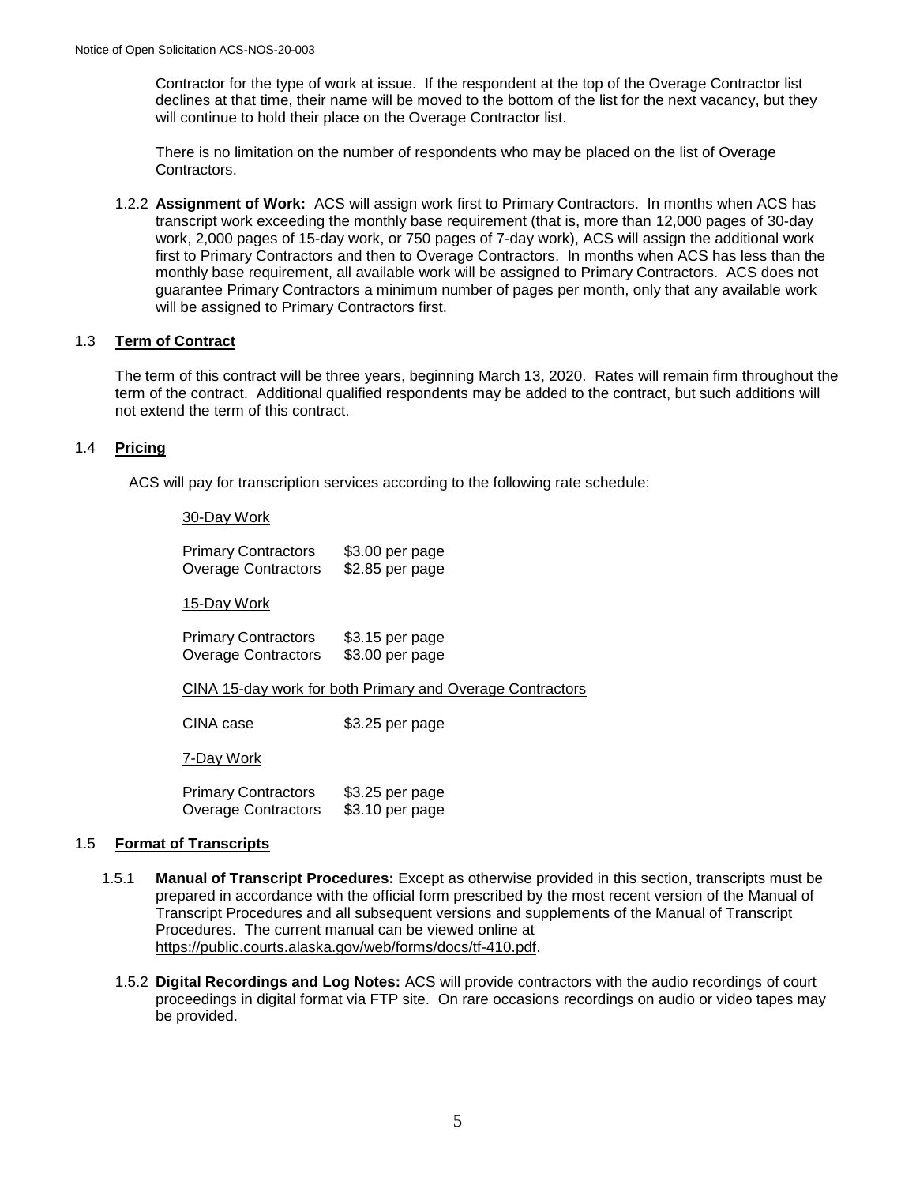Contractor for the type of work at issue. If the respondent at the top of the Overage Contractor list declines at that time, their name will be moved to the bottom of the list for the next vacancy, but they will continue to hold their place on the Overage Contractor list.

There is no limitation on the number of respondents who may be placed on the list of Overage Contractors.

1.2.2 **Assignment of Work:** ACS will assign work first to Primary Contractors. In months when ACS has transcript work exceeding the monthly base requirement (that is, more than 12,000 pages of 30-day work, 2,000 pages of 15-day work, or 750 pages of 7-day work), ACS will assign the additional work first to Primary Contractors and then to Overage Contractors. In months when ACS has less than the monthly base requirement, all available work will be assigned to Primary Contractors. ACS does not guarantee Primary Contractors a minimum number of pages per month, only that any available work will be assigned to Primary Contractors first.

## 1.3 Term of Contract

The term of this contract will be three years, beginning March 13, 2020. Rates will remain firm throughout the term of the contract. Additional qualified respondents may be added to the contract, but such additions will not extend the term of this contract.

## 1.4 Pricing

ACS will pay for transcription services according to the following rate schedule:

30-Day Work

| | |
|---|---|
| Primary Contractors | $3.00 per page |
| Overage Contractors | $2.85 per page |

15-Day Work

| | |
|---|---|
| Primary Contractors | $3.15 per page |
| Overage Contractors | $3.00 per page |

CINA 15-day work for both Primary and Overage Contractors

| | |
|---|---|
| CINA case | $3.25 per page |

7-Day Work

| | |
|---|---|
| Primary Contractors | $3.25 per page |
| Overage Contractors | $3.10 per page |

## 1.5 Format of Transcripts

1.5.1 **Manual of Transcript Procedures:** Except as otherwise provided in this section, transcripts must be prepared in accordance with the official form prescribed by the most recent version of the Manual of Transcript Procedures and all subsequent versions and supplements of the Manual of Transcript Procedures. The current manual can be viewed online at https://public.courts.alaska.gov/web/forms/docs/tf-410.pdf.

1.5.2 **Digital Recordings and Log Notes:** ACS will provide contractors with the audio recordings of court proceedings in digital format via FTP site. On rare occasions recordings on audio or video tapes may be provided.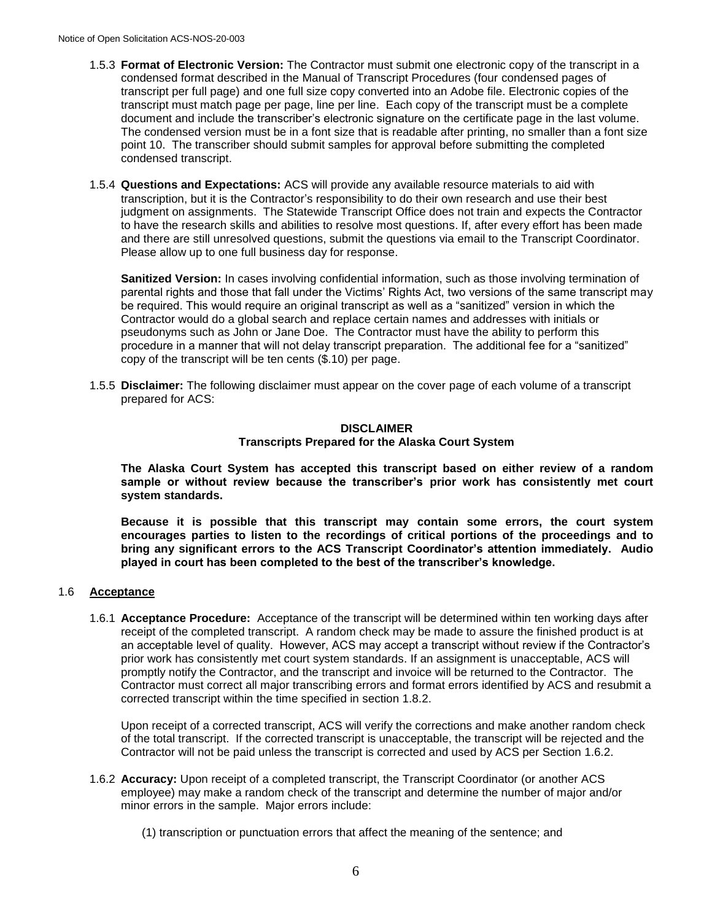1.5.3 **Format of Electronic Version:** The Contractor must submit one electronic copy of the transcript in a condensed format described in the Manual of Transcript Procedures (four condensed pages of transcript per full page) and one full size copy converted into an Adobe file. Electronic copies of the transcript must match page per page, line per line. Each copy of the transcript must be a complete document and include the transcriber's electronic signature on the certificate page in the last volume. The condensed version must be in a font size that is readable after printing, no smaller than a font size point 10. The transcriber should submit samples for approval before submitting the completed condensed transcript.

1.5.4 **Questions and Expectations:** ACS will provide any available resource materials to aid with transcription, but it is the Contractor's responsibility to do their own research and use their best judgment on assignments. The Statewide Transcript Office does not train and expects the Contractor to have the research skills and abilities to resolve most questions. If, after every effort has been made and there are still unresolved questions, submit the questions via email to the Transcript Coordinator. Please allow up to one full business day for response.

**Sanitized Version:** In cases involving confidential information, such as those involving termination of parental rights and those that fall under the Victims' Rights Act, two versions of the same transcript may be required. This would require an original transcript as well as a "sanitized" version in which the Contractor would do a global search and replace certain names and addresses with initials or pseudonyms such as John or Jane Doe. The Contractor must have the ability to perform this procedure in a manner that will not delay transcript preparation. The additional fee for a "sanitized" copy of the transcript will be ten cents ($.10) per page.

1.5.5 **Disclaimer:** The following disclaimer must appear on the cover page of each volume of a transcript prepared for ACS:

**DISCLAIMER**
**Transcripts Prepared for the Alaska Court System**

**The Alaska Court System has accepted this transcript based on either review of a random sample or without review because the transcriber's prior work has consistently met court system standards.**

**Because it is possible that this transcript may contain some errors, the court system encourages parties to listen to the recordings of critical portions of the proceedings and to bring any significant errors to the ACS Transcript Coordinator's attention immediately. Audio played in court has been completed to the best of the transcriber's knowledge.**

## 1.6 Acceptance

1.6.1 **Acceptance Procedure:** Acceptance of the transcript will be determined within ten working days after receipt of the completed transcript. A random check may be made to assure the finished product is at an acceptable level of quality. However, ACS may accept a transcript without review if the Contractor's prior work has consistently met court system standards. If an assignment is unacceptable, ACS will promptly notify the Contractor, and the transcript and invoice will be returned to the Contractor. The Contractor must correct all major transcribing errors and format errors identified by ACS and resubmit a corrected transcript within the time specified in section 1.8.2.

Upon receipt of a corrected transcript, ACS will verify the corrections and make another random check of the total transcript. If the corrected transcript is unacceptable, the transcript will be rejected and the Contractor will not be paid unless the transcript is corrected and used by ACS per Section 1.6.2.

1.6.2 **Accuracy:** Upon receipt of a completed transcript, the Transcript Coordinator (or another ACS employee) may make a random check of the transcript and determine the number of major and/or minor errors in the sample. Major errors include:

(1) transcription or punctuation errors that affect the meaning of the sentence; and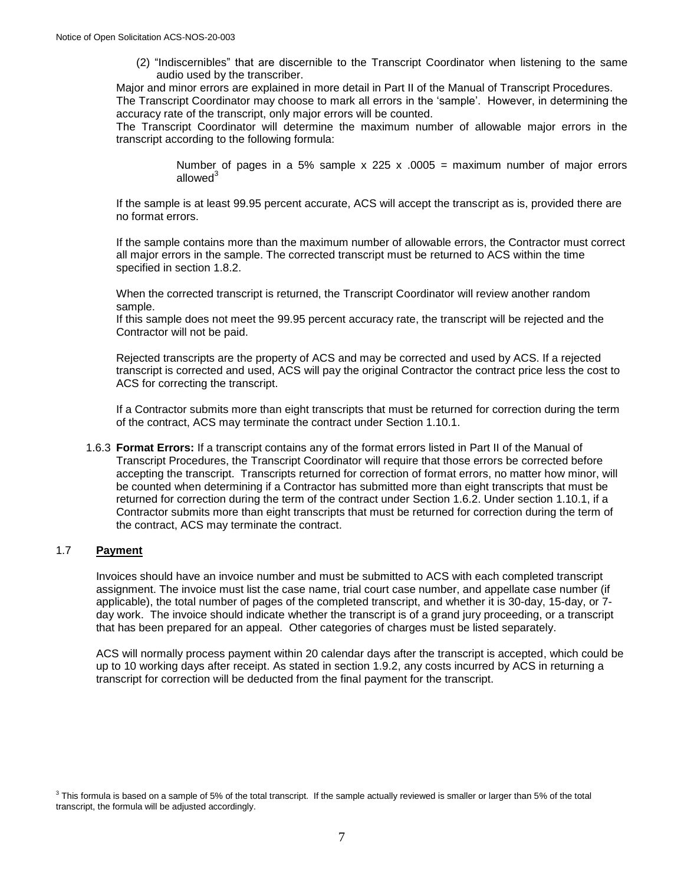(2) “Indiscernibles” that are discernible to the Transcript Coordinator when listening to the same audio used by the transcriber.

Major and minor errors are explained in more detail in Part II of the Manual of Transcript Procedures. The Transcript Coordinator may choose to mark all errors in the ‘sample’. However, in determining the accuracy rate of the transcript, only major errors will be counted.

The Transcript Coordinator will determine the maximum number of allowable major errors in the transcript according to the following formula:

> Number of pages in a 5% sample x 225 x .0005 = maximum number of major errors allowed[3]

If the sample is at least 99.95 percent accurate, ACS will accept the transcript as is, provided there are no format errors.

If the sample contains more than the maximum number of allowable errors, the Contractor must correct all major errors in the sample. The corrected transcript must be returned to ACS within the time specified in section 1.8.2.

When the corrected transcript is returned, the Transcript Coordinator will review another random sample.

If this sample does not meet the 99.95 percent accuracy rate, the transcript will be rejected and the Contractor will not be paid.

Rejected transcripts are the property of ACS and may be corrected and used by ACS. If a rejected transcript is corrected and used, ACS will pay the original Contractor the contract price less the cost to ACS for correcting the transcript.

If a Contractor submits more than eight transcripts that must be returned for correction during the term of the contract, ACS may terminate the contract under Section 1.10.1.

1.6.3 **Format Errors:** If a transcript contains any of the format errors listed in Part II of the Manual of Transcript Procedures, the Transcript Coordinator will require that those errors be corrected before accepting the transcript. Transcripts returned for correction of format errors, no matter how minor, will be counted when determining if a Contractor has submitted more than eight transcripts that must be returned for correction during the term of the contract under Section 1.6.2. Under section 1.10.1, if a Contractor submits more than eight transcripts that must be returned for correction during the term of the contract, ACS may terminate the contract.

## 1.7 **Payment**

Invoices should have an invoice number and must be submitted to ACS with each completed transcript assignment. The invoice must list the case name, trial court case number, and appellate case number (if applicable), the total number of pages of the completed transcript, and whether it is 30-day, 15-day, or 7-day work. The invoice should indicate whether the transcript is of a grand jury proceeding, or a transcript that has been prepared for an appeal. Other categories of charges must be listed separately.

ACS will normally process payment within 20 calendar days after the transcript is accepted, which could be up to 10 working days after receipt. As stated in section 1.9.2, any costs incurred by ACS in returning a transcript for correction will be deducted from the final payment for the transcript.

[3] This formula is based on a sample of 5% of the total transcript. If the sample actually reviewed is smaller or larger than 5% of the total transcript, the formula will be adjusted accordingly.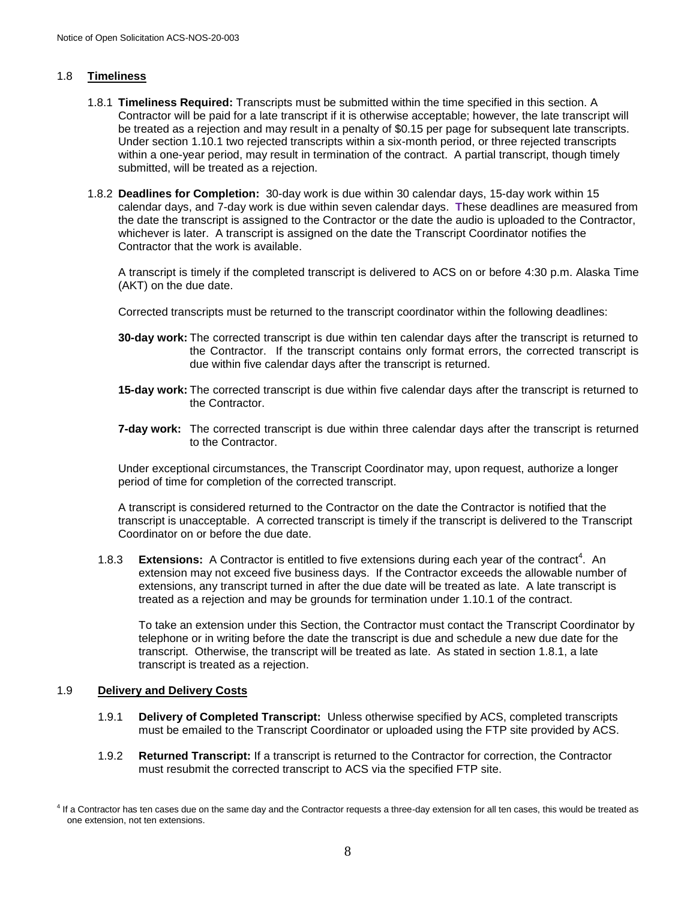### 1.8 Timeliness

1.8.1 **Timeliness Required:** Transcripts must be submitted within the time specified in this section. A Contractor will be paid for a late transcript if it is otherwise acceptable; however, the late transcript will be treated as a rejection and may result in a penalty of $0.15 per page for subsequent late transcripts. Under section 1.10.1 two rejected transcripts within a six-month period, or three rejected transcripts within a one-year period, may result in termination of the contract. A partial transcript, though timely submitted, will be treated as a rejection.

1.8.2 **Deadlines for Completion:** 30-day work is due within 30 calendar days, 15-day work within 15 calendar days, and 7-day work is due within seven calendar days. These deadlines are measured from the date the transcript is assigned to the Contractor or the date the audio is uploaded to the Contractor, whichever is later. A transcript is assigned on the date the Transcript Coordinator notifies the Contractor that the work is available.

A transcript is timely if the completed transcript is delivered to ACS on or before 4:30 p.m. Alaska Time (AKT) on the due date.

Corrected transcripts must be returned to the transcript coordinator within the following deadlines:

**30-day work:** The corrected transcript is due within ten calendar days after the transcript is returned to the Contractor. If the transcript contains only format errors, the corrected transcript is due within five calendar days after the transcript is returned.

**15-day work:** The corrected transcript is due within five calendar days after the transcript is returned to the Contractor.

**7-day work:** The corrected transcript is due within three calendar days after the transcript is returned to the Contractor.

Under exceptional circumstances, the Transcript Coordinator may, upon request, authorize a longer period of time for completion of the corrected transcript.

A transcript is considered returned to the Contractor on the date the Contractor is notified that the transcript is unacceptable. A corrected transcript is timely if the transcript is delivered to the Transcript Coordinator on or before the due date.

1.8.3 **Extensions:** A Contractor is entitled to five extensions during each year of the contract[4]. An extension may not exceed five business days. If the Contractor exceeds the allowable number of extensions, any transcript turned in after the due date will be treated as late. A late transcript is treated as a rejection and may be grounds for termination under 1.10.1 of the contract.

To take an extension under this Section, the Contractor must contact the Transcript Coordinator by telephone or in writing before the date the transcript is due and schedule a new due date for the transcript. Otherwise, the transcript will be treated as late. As stated in section 1.8.1, a late transcript is treated as a rejection.

### 1.9 Delivery and Delivery Costs

1.9.1 **Delivery of Completed Transcript:** Unless otherwise specified by ACS, completed transcripts must be emailed to the Transcript Coordinator or uploaded using the FTP site provided by ACS.

1.9.2 **Returned Transcript:** If a transcript is returned to the Contractor for correction, the Contractor must resubmit the corrected transcript to ACS via the specified FTP site.

[4] If a Contractor has ten cases due on the same day and the Contractor requests a three-day extension for all ten cases, this would be treated as one extension, not ten extensions.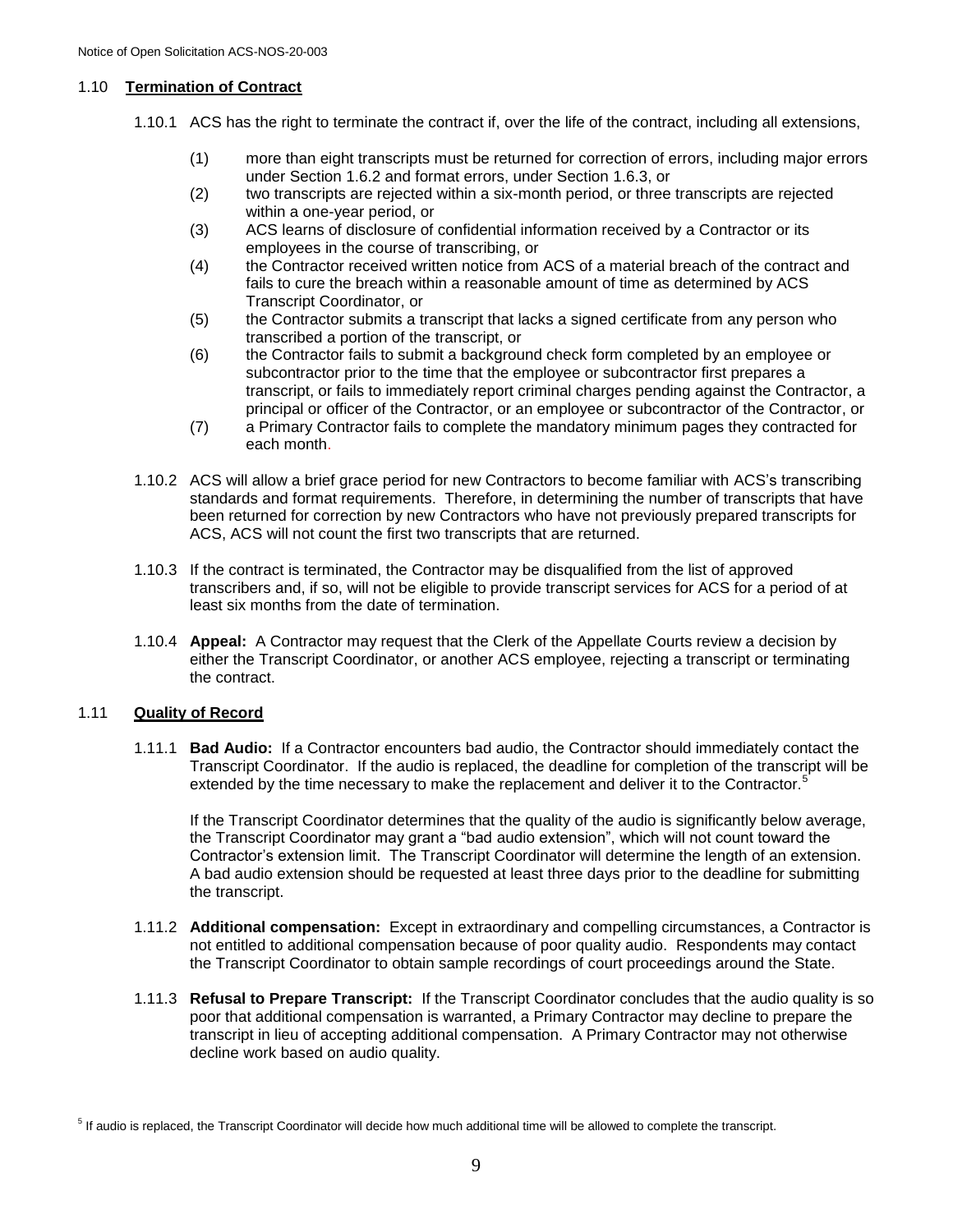### 1.10 **Termination of Contract**

1.10.1 ACS has the right to terminate the contract if, over the life of the contract, including all extensions,

(1) more than eight transcripts must be returned for correction of errors, including major errors under Section 1.6.2 and format errors, under Section 1.6.3, or
(2) two transcripts are rejected within a six-month period, or three transcripts are rejected within a one-year period, or
(3) ACS learns of disclosure of confidential information received by a Contractor or its employees in the course of transcribing, or
(4) the Contractor received written notice from ACS of a material breach of the contract and fails to cure the breach within a reasonable amount of time as determined by ACS Transcript Coordinator, or
(5) the Contractor submits a transcript that lacks a signed certificate from any person who transcribed a portion of the transcript, or
(6) the Contractor fails to submit a background check form completed by an employee or subcontractor prior to the time that the employee or subcontractor first prepares a transcript, or fails to immediately report criminal charges pending against the Contractor, a principal or officer of the Contractor, or an employee or subcontractor of the Contractor, or
(7) a Primary Contractor fails to complete the mandatory minimum pages they contracted for each month.

1.10.2 ACS will allow a brief grace period for new Contractors to become familiar with ACS's transcribing standards and format requirements. Therefore, in determining the number of transcripts that have been returned for correction by new Contractors who have not previously prepared transcripts for ACS, ACS will not count the first two transcripts that are returned.

1.10.3 If the contract is terminated, the Contractor may be disqualified from the list of approved transcribers and, if so, will not be eligible to provide transcript services for ACS for a period of at least six months from the date of termination.

1.10.4 **Appeal:** A Contractor may request that the Clerk of the Appellate Courts review a decision by either the Transcript Coordinator, or another ACS employee, rejecting a transcript or terminating the contract.

### 1.11 **Quality of Record**

1.11.1 **Bad Audio:** If a Contractor encounters bad audio, the Contractor should immediately contact the Transcript Coordinator. If the audio is replaced, the deadline for completion of the transcript will be extended by the time necessary to make the replacement and deliver it to the Contractor.[5]

If the Transcript Coordinator determines that the quality of the audio is significantly below average, the Transcript Coordinator may grant a "bad audio extension", which will not count toward the Contractor's extension limit. The Transcript Coordinator will determine the length of an extension. A bad audio extension should be requested at least three days prior to the deadline for submitting the transcript.

1.11.2 **Additional compensation:** Except in extraordinary and compelling circumstances, a Contractor is not entitled to additional compensation because of poor quality audio. Respondents may contact the Transcript Coordinator to obtain sample recordings of court proceedings around the State.

1.11.3 **Refusal to Prepare Transcript:** If the Transcript Coordinator concludes that the audio quality is so poor that additional compensation is warranted, a Primary Contractor may decline to prepare the transcript in lieu of accepting additional compensation. A Primary Contractor may not otherwise decline work based on audio quality.

[5] If audio is replaced, the Transcript Coordinator will decide how much additional time will be allowed to complete the transcript.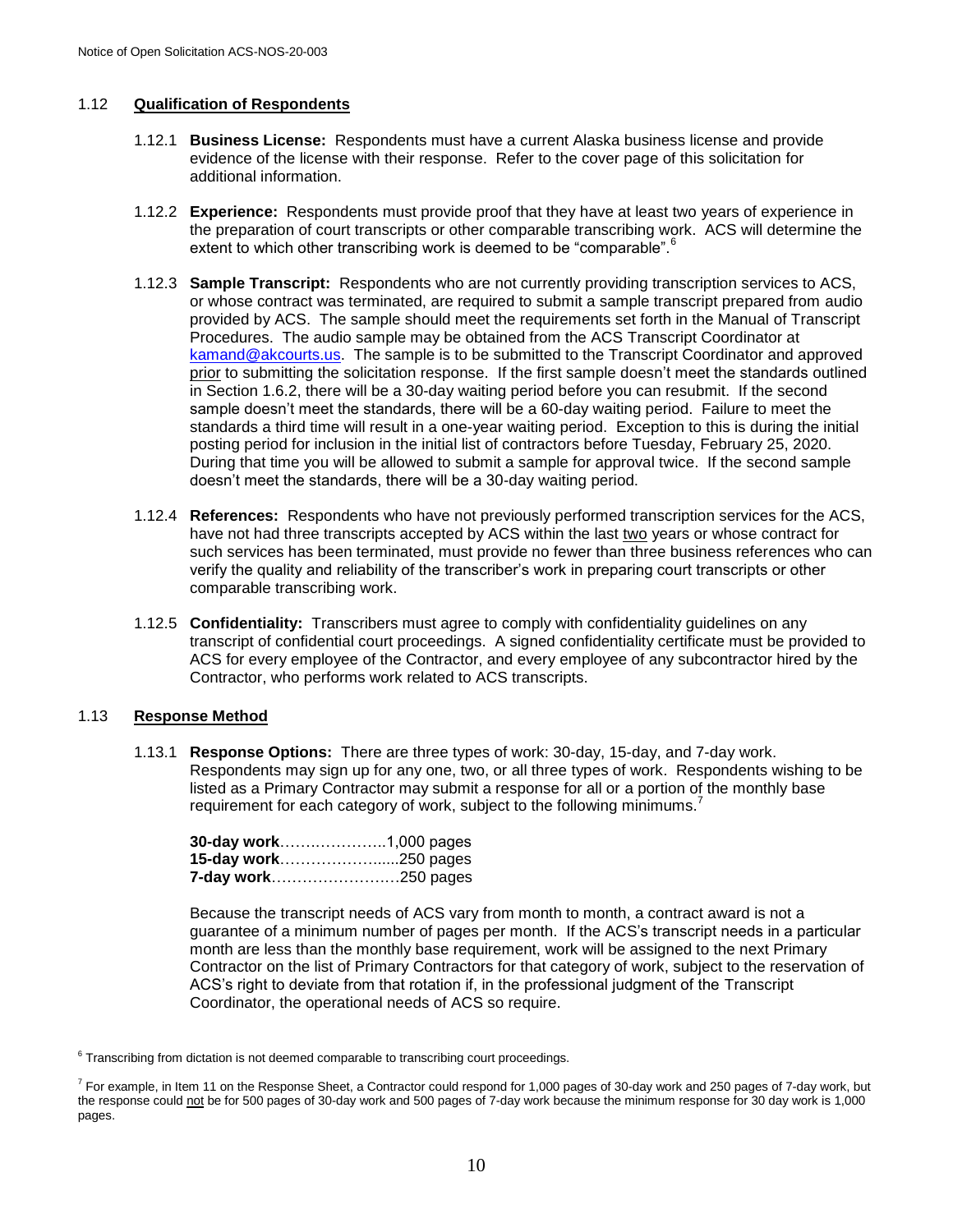### 1.12 **Qualification of Respondents**

1.12.1 **Business License:** Respondents must have a current Alaska business license and provide evidence of the license with their response. Refer to the cover page of this solicitation for additional information.

1.12.2 **Experience:** Respondents must provide proof that they have at least two years of experience in the preparation of court transcripts or other comparable transcribing work. ACS will determine the extent to which other transcribing work is deemed to be "comparable".[6]

1.12.3 **Sample Transcript:** Respondents who are not currently providing transcription services to ACS, or whose contract was terminated, are required to submit a sample transcript prepared from audio provided by ACS. The sample should meet the requirements set forth in the Manual of Transcript Procedures. The audio sample may be obtained from the ACS Transcript Coordinator at kamand@akcourts.us. The sample is to be submitted to the Transcript Coordinator and approved prior to submitting the solicitation response. If the first sample doesn't meet the standards outlined in Section 1.6.2, there will be a 30-day waiting period before you can resubmit. If the second sample doesn't meet the standards, there will be a 60-day waiting period. Failure to meet the standards a third time will result in a one-year waiting period. Exception to this is during the initial posting period for inclusion in the initial list of contractors before Tuesday, February 25, 2020. During that time you will be allowed to submit a sample for approval twice. If the second sample doesn't meet the standards, there will be a 30-day waiting period.

1.12.4 **References:** Respondents who have not previously performed transcription services for the ACS, have not had three transcripts accepted by ACS within the last two years or whose contract for such services has been terminated, must provide no fewer than three business references who can verify the quality and reliability of the transcriber's work in preparing court transcripts or other comparable transcribing work.

1.12.5 **Confidentiality:** Transcribers must agree to comply with confidentiality guidelines on any transcript of confidential court proceedings. A signed confidentiality certificate must be provided to ACS for every employee of the Contractor, and every employee of any subcontractor hired by the Contractor, who performs work related to ACS transcripts.

### 1.13 **Response Method**

1.13.1 **Response Options:** There are three types of work: 30-day, 15-day, and 7-day work. Respondents may sign up for any one, two, or all three types of work. Respondents wishing to be listed as a Primary Contractor may submit a response for all or a portion of the monthly base requirement for each category of work, subject to the following minimums.[7]

**30-day work**…………………1,000 pages
**15-day work**…………………...250 pages
**7-day work**……………………250 pages

Because the transcript needs of ACS vary from month to month, a contract award is not a guarantee of a minimum number of pages per month. If the ACS's transcript needs in a particular month are less than the monthly base requirement, work will be assigned to the next Primary Contractor on the list of Primary Contractors for that category of work, subject to the reservation of ACS's right to deviate from that rotation if, in the professional judgment of the Transcript Coordinator, the operational needs of ACS so require.

---

[6] Transcribing from dictation is not deemed comparable to transcribing court proceedings.

[7] For example, in Item 11 on the Response Sheet, a Contractor could respond for 1,000 pages of 30-day work and 250 pages of 7-day work, but the response could not be for 500 pages of 30-day work and 500 pages of 7-day work because the minimum response for 30 day work is 1,000 pages.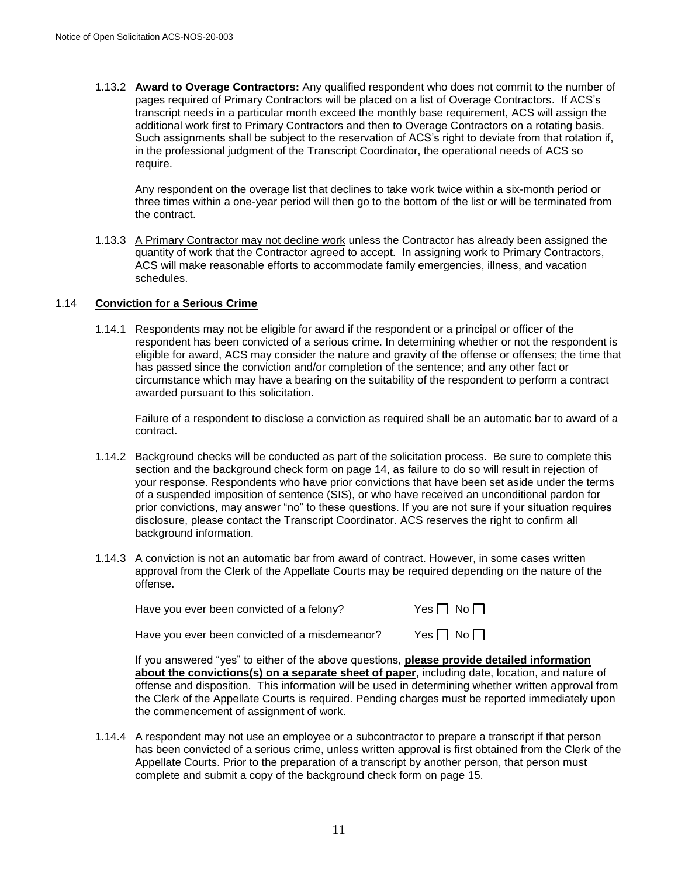1.13.2 **Award to Overage Contractors:** Any qualified respondent who does not commit to the number of pages required of Primary Contractors will be placed on a list of Overage Contractors. If ACS's transcript needs in a particular month exceed the monthly base requirement, ACS will assign the additional work first to Primary Contractors and then to Overage Contractors on a rotating basis. Such assignments shall be subject to the reservation of ACS's right to deviate from that rotation if, in the professional judgment of the Transcript Coordinator, the operational needs of ACS so require.

Any respondent on the overage list that declines to take work twice within a six-month period or three times within a one-year period will then go to the bottom of the list or will be terminated from the contract.

1.13.3 <u>A Primary Contractor may not decline work</u> unless the Contractor has already been assigned the quantity of work that the Contractor agreed to accept. In assigning work to Primary Contractors, ACS will make reasonable efforts to accommodate family emergencies, illness, and vacation schedules.

## 1.14 Conviction for a Serious Crime

1.14.1 Respondents may not be eligible for award if the respondent or a principal or officer of the respondent has been convicted of a serious crime. In determining whether or not the respondent is eligible for award, ACS may consider the nature and gravity of the offense or offenses; the time that has passed since the conviction and/or completion of the sentence; and any other fact or circumstance which may have a bearing on the suitability of the respondent to perform a contract awarded pursuant to this solicitation.

Failure of a respondent to disclose a conviction as required shall be an automatic bar to award of a contract.

1.14.2 Background checks will be conducted as part of the solicitation process. Be sure to complete this section and the background check form on page 14, as failure to do so will result in rejection of your response. Respondents who have prior convictions that have been set aside under the terms of a suspended imposition of sentence (SIS), or who have received an unconditional pardon for prior convictions, may answer "no" to these questions. If you are not sure if your situation requires disclosure, please contact the Transcript Coordinator. ACS reserves the right to confirm all background information.

1.14.3 A conviction is not an automatic bar from award of contract. However, in some cases written approval from the Clerk of the Appellate Courts may be required depending on the nature of the offense.

Have you ever been convicted of a felony? Yes ☐ No ☐

Have you ever been convicted of a misdemeanor? Yes ☐ No ☐

If you answered "yes" to either of the above questions, **<u>please provide detailed information about the convictions(s) on a separate sheet of paper</u>**, including date, location, and nature of offense and disposition. This information will be used in determining whether written approval from the Clerk of the Appellate Courts is required. Pending charges must be reported immediately upon the commencement of assignment of work.

1.14.4 A respondent may not use an employee or a subcontractor to prepare a transcript if that person has been convicted of a serious crime, unless written approval is first obtained from the Clerk of the Appellate Courts. Prior to the preparation of a transcript by another person, that person must complete and submit a copy of the background check form on page 15.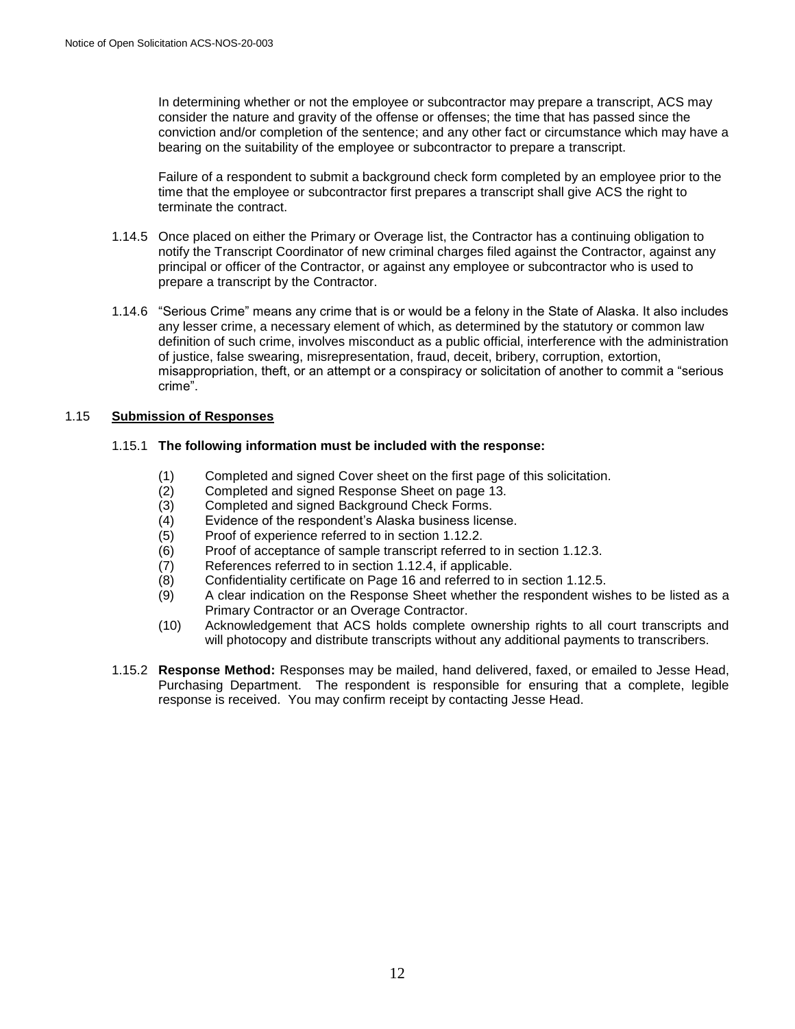In determining whether or not the employee or subcontractor may prepare a transcript, ACS may consider the nature and gravity of the offense or offenses; the time that has passed since the conviction and/or completion of the sentence; and any other fact or circumstance which may have a bearing on the suitability of the employee or subcontractor to prepare a transcript.

Failure of a respondent to submit a background check form completed by an employee prior to the time that the employee or subcontractor first prepares a transcript shall give ACS the right to terminate the contract.

1.14.5 Once placed on either the Primary or Overage list, the Contractor has a continuing obligation to notify the Transcript Coordinator of new criminal charges filed against the Contractor, against any principal or officer of the Contractor, or against any employee or subcontractor who is used to prepare a transcript by the Contractor.

1.14.6 "Serious Crime" means any crime that is or would be a felony in the State of Alaska. It also includes any lesser crime, a necessary element of which, as determined by the statutory or common law definition of such crime, involves misconduct as a public official, interference with the administration of justice, false swearing, misrepresentation, fraud, deceit, bribery, corruption, extortion, misappropriation, theft, or an attempt or a conspiracy or solicitation of another to commit a "serious crime".

## 1.15 Submission of Responses

### 1.15.1 The following information must be included with the response:

(1) Completed and signed Cover sheet on the first page of this solicitation.
(2) Completed and signed Response Sheet on page 13.
(3) Completed and signed Background Check Forms.
(4) Evidence of the respondent's Alaska business license.
(5) Proof of experience referred to in section 1.12.2.
(6) Proof of acceptance of sample transcript referred to in section 1.12.3.
(7) References referred to in section 1.12.4, if applicable.
(8) Confidentiality certificate on Page 16 and referred to in section 1.12.5.
(9) A clear indication on the Response Sheet whether the respondent wishes to be listed as a Primary Contractor or an Overage Contractor.
(10) Acknowledgement that ACS holds complete ownership rights to all court transcripts and will photocopy and distribute transcripts without any additional payments to transcribers.

1.15.2 **Response Method:** Responses may be mailed, hand delivered, faxed, or emailed to Jesse Head, Purchasing Department. The respondent is responsible for ensuring that a complete, legible response is received. You may confirm receipt by contacting Jesse Head.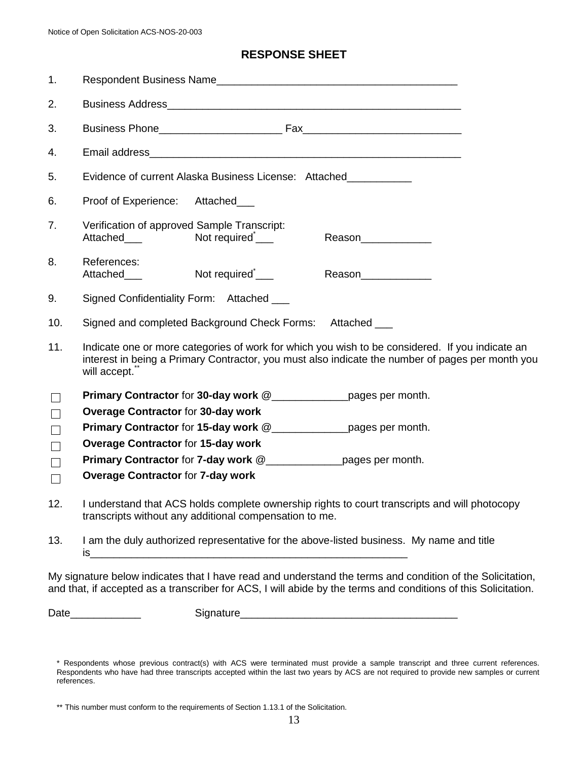## RESPONSE SHEET

1. Respondent Business Name________________________________________
2. Business Address__________________________________________________
3. Business Phone_____________________ Fax___________________________
4. Email address______________________________________________________
5. Evidence of current Alaska Business License: Attached___________
6. Proof of Experience: Attached___
7. Verification of approved Sample Transcript:
   Attached___ Not required*___ Reason____________
8. References:
   Attached___ Not required*___ Reason____________
9. Signed Confidentiality Form: Attached ___
10. Signed and completed Background Check Forms: Attached ___
11. Indicate one or more categories of work for which you wish to be considered. If you indicate an interest in being a Primary Contractor, you must also indicate the number of pages per month you will accept.**

- ☐ **Primary Contractor** for **30-day work** @_____________pages per month.
- ☐ **Overage Contractor** for **30-day work**
- ☐ **Primary Contractor** for **15-day work** @_____________pages per month.
- ☐ **Overage Contractor** for **15-day work**
- ☐ **Primary Contractor** for **7-day work** @_____________pages per month.
- ☐ **Overage Contractor** for **7-day work**

12. I understand that ACS holds complete ownership rights to court transcripts and will photocopy transcripts without any additional compensation to me.
13. I am the duly authorized representative for the above-listed business. My name and title is________________________________________________________

My signature below indicates that I have read and understand the terms and condition of the Solicitation, and that, if accepted as a transcriber for ACS, I will abide by the terms and conditions of this Solicitation.

Date____________ Signature____________________________________

\* Respondents whose previous contract(s) with ACS were terminated must provide a sample transcript and three current references. Respondents who have had three transcripts accepted within the last two years by ACS are not required to provide new samples or current references.

\*\* This number must conform to the requirements of Section 1.13.1 of the Solicitation.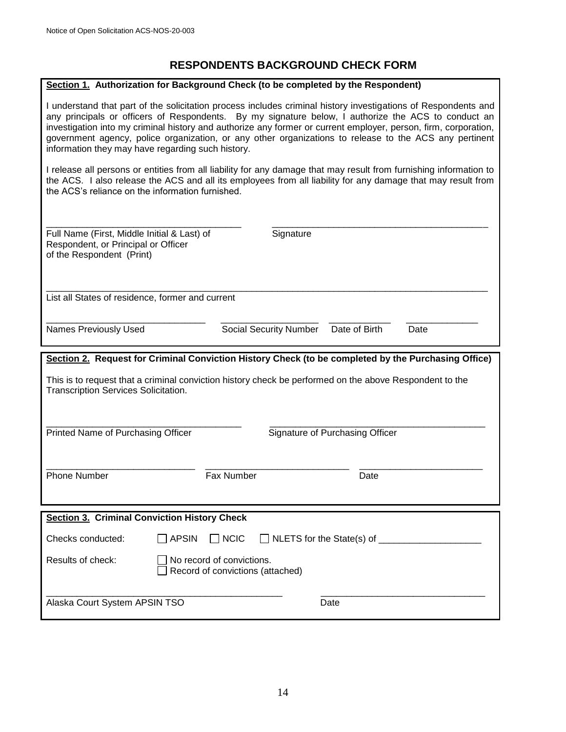# RESPONDENTS BACKGROUND CHECK FORM

**Section 1. Authorization for Background Check (to be completed by the Respondent)**

I understand that part of the solicitation process includes criminal history investigations of Respondents and any principals or officers of Respondents. By my signature below, I authorize the ACS to conduct an investigation into my criminal history and authorize any former or current employer, person, firm, corporation, government agency, police organization, or any other organizations to release to the ACS any pertinent information they may have regarding such history.

I release all persons or entities from all liability for any damage that may result from furnishing information to the ACS. I also release the ACS and all its employees from all liability for any damage that may result from the ACS's reliance on the information furnished.

\_\_\_\_\_\_\_\_\_\_\_\_\_\_\_\_\_\_\_\_\_\_\_\_\_\_\_\_\_\_\_\_\_\_\_\_\_\_\_\_ \_\_\_\_\_\_\_\_\_\_\_\_\_\_\_\_\_\_\_\_\_\_\_\_\_\_\_\_\_\_\_\_\_\_\_\_\_\_\_\_

Full Name (First, Middle Initial & Last) of Respondent, or Principal or Officer of the Respondent (Print) — Signature

\_\_\_\_\_\_\_\_\_\_\_\_\_\_\_\_\_\_\_\_\_\_\_\_\_\_\_\_\_\_\_\_\_\_\_\_\_\_\_\_\_\_\_\_\_\_\_\_\_\_\_\_\_\_\_\_\_\_\_\_\_\_\_\_\_\_\_\_\_\_\_\_\_\_\_\_\_\_\_\_

List all States of residence, former and current

\_\_\_\_\_\_\_\_\_\_\_\_\_\_\_\_\_\_\_\_ \_\_\_\_\_\_\_\_\_\_\_\_\_\_\_\_\_\_\_\_ \_\_\_\_\_\_\_\_\_\_\_\_ \_\_\_\_\_\_\_\_\_\_\_\_

Names Previously Used — Social Security Number — Date of Birth — Date

**Section 2. Request for Criminal Conviction History Check (to be completed by the Purchasing Office)**

This is to request that a criminal conviction history check be performed on the above Respondent to the Transcription Services Solicitation.

\_\_\_\_\_\_\_\_\_\_\_\_\_\_\_\_\_\_\_\_\_\_\_\_\_\_\_\_\_\_\_\_\_\_\_\_\_\_\_\_ \_\_\_\_\_\_\_\_\_\_\_\_\_\_\_\_\_\_\_\_\_\_\_\_\_\_\_\_\_\_\_\_\_\_\_\_\_\_\_\_

Printed Name of Purchasing Officer — Signature of Purchasing Officer

\_\_\_\_\_\_\_\_\_\_\_\_\_\_\_\_\_\_\_\_\_\_\_\_ \_\_\_\_\_\_\_\_\_\_\_\_\_\_\_\_\_\_\_\_\_\_\_\_ \_\_\_\_\_\_\_\_\_\_\_\_\_\_\_\_\_\_\_\_\_\_\_\_

Phone Number — Fax Number — Date

**Section 3. Criminal Conviction History Check**

Checks conducted: ☐ APSIN ☐ NCIC ☐ NLETS for the State(s) of \_\_\_\_\_\_\_\_\_\_\_\_\_\_\_\_\_\_\_\_

Results of check: ☐ No record of convictions.
☐ Record of convictions (attached)

\_\_\_\_\_\_\_\_\_\_\_\_\_\_\_\_\_\_\_\_\_\_\_\_\_\_\_\_\_\_\_\_\_\_\_\_\_\_\_\_ \_\_\_\_\_\_\_\_\_\_\_\_\_\_\_\_\_\_\_\_\_\_\_\_\_\_\_\_\_\_

Alaska Court System APSIN TSO — Date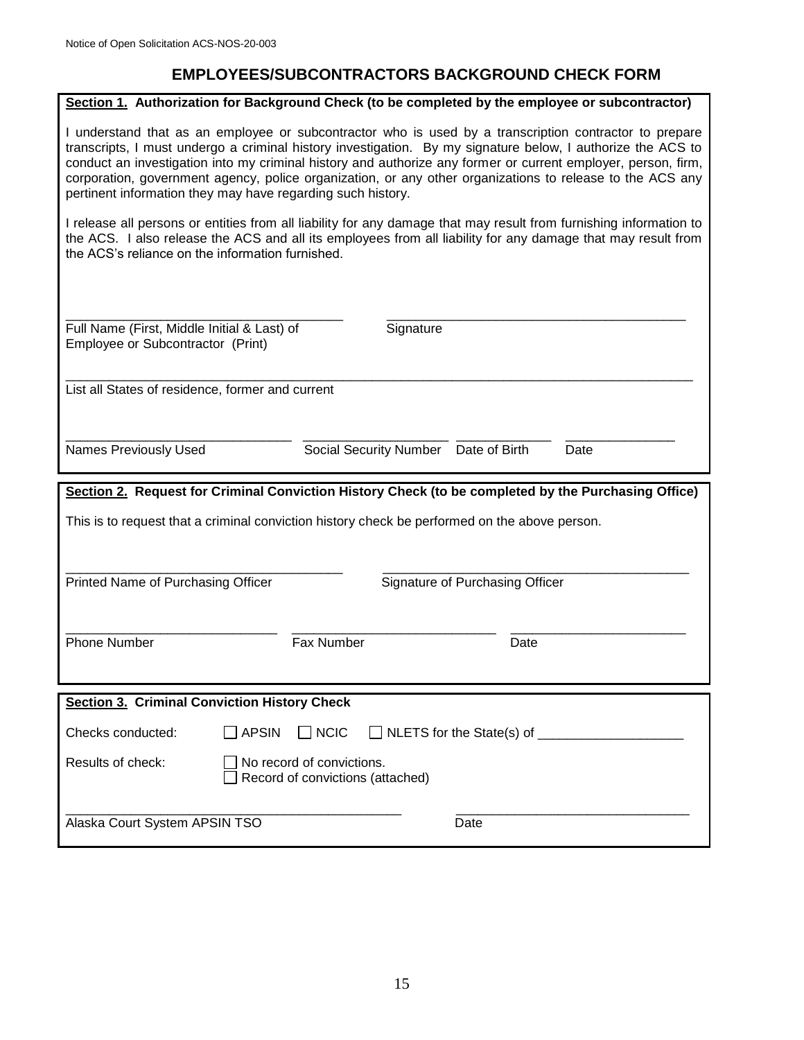# EMPLOYEES/SUBCONTRACTORS BACKGROUND CHECK FORM

**Section 1. Authorization for Background Check (to be completed by the employee or subcontractor)**

I understand that as an employee or subcontractor who is used by a transcription contractor to prepare transcripts, I must undergo a criminal history investigation. By my signature below, I authorize the ACS to conduct an investigation into my criminal history and authorize any former or current employer, person, firm, corporation, government agency, police organization, or any other organizations to release to the ACS any pertinent information they may have regarding such history.

I release all persons or entities from all liability for any damage that may result from furnishing information to the ACS. I also release the ACS and all its employees from all liability for any damage that may result from the ACS's reliance on the information furnished.

\_\_\_\_\_\_\_\_\_\_\_\_\_\_\_\_\_\_\_\_\_\_\_\_\_\_\_\_\_\_\_\_\_\_\_\_\_\_ \_\_\_\_\_\_\_\_\_\_\_\_\_\_\_\_\_\_\_\_\_\_\_\_\_\_\_\_\_\_\_\_\_\_\_\_\_\_\_\_\_\_
Full Name (First, Middle Initial & Last) of Employee or Subcontractor (Print) — Signature

\_\_\_\_\_\_\_\_\_\_\_\_\_\_\_\_\_\_\_\_\_\_\_\_\_\_\_\_\_\_\_\_\_\_\_\_\_\_\_\_\_\_\_\_\_\_\_\_\_\_\_\_\_\_\_\_\_\_\_\_\_\_\_\_\_\_\_\_\_\_\_\_\_\_\_\_\_\_\_\_\_\_\_\_\_\_
List all States of residence, former and current

\_\_\_\_\_\_\_\_\_\_\_\_\_\_\_\_\_\_\_\_\_\_\_\_\_\_\_\_\_\_ \_\_\_\_\_\_\_\_\_\_\_\_\_\_\_\_\_\_\_\_ \_\_\_\_\_\_\_\_\_\_\_\_\_ \_\_\_\_\_\_\_\_\_\_\_\_\_\_\_
Names Previously Used — Social Security Number — Date of Birth — Date

**Section 2. Request for Criminal Conviction History Check (to be completed by the Purchasing Office)**

This is to request that a criminal conviction history check be performed on the above person.

\_\_\_\_\_\_\_\_\_\_\_\_\_\_\_\_\_\_\_\_\_\_\_\_\_\_\_\_\_\_\_\_\_\_\_\_\_\_ \_\_\_\_\_\_\_\_\_\_\_\_\_\_\_\_\_\_\_\_\_\_\_\_\_\_\_\_\_\_\_\_\_\_\_\_\_\_\_\_\_\_
Printed Name of Purchasing Officer — Signature of Purchasing Officer

\_\_\_\_\_\_\_\_\_\_\_\_\_\_\_\_\_\_\_\_\_\_\_\_\_\_\_\_ \_\_\_\_\_\_\_\_\_\_\_\_\_\_\_\_\_\_\_\_\_\_\_\_\_\_\_\_ \_\_\_\_\_\_\_\_\_\_\_\_\_\_\_\_\_\_\_\_\_\_\_\_
Phone Number — Fax Number — Date

**Section 3. Criminal Conviction History Check**

Checks conducted: ☐ APSIN ☐ NCIC ☐ NLETS for the State(s) of \_\_\_\_\_\_\_\_\_\_\_\_\_\_\_\_\_\_\_

Results of check: ☐ No record of convictions.
☐ Record of convictions (attached)

\_\_\_\_\_\_\_\_\_\_\_\_\_\_\_\_\_\_\_\_\_\_\_\_\_\_\_\_\_\_\_\_\_\_\_\_\_\_\_\_\_\_\_\_\_\_ \_\_\_\_\_\_\_\_\_\_\_\_\_\_\_\_\_\_\_\_\_\_\_\_\_\_\_\_\_\_\_\_
Alaska Court System APSIN TSO — Date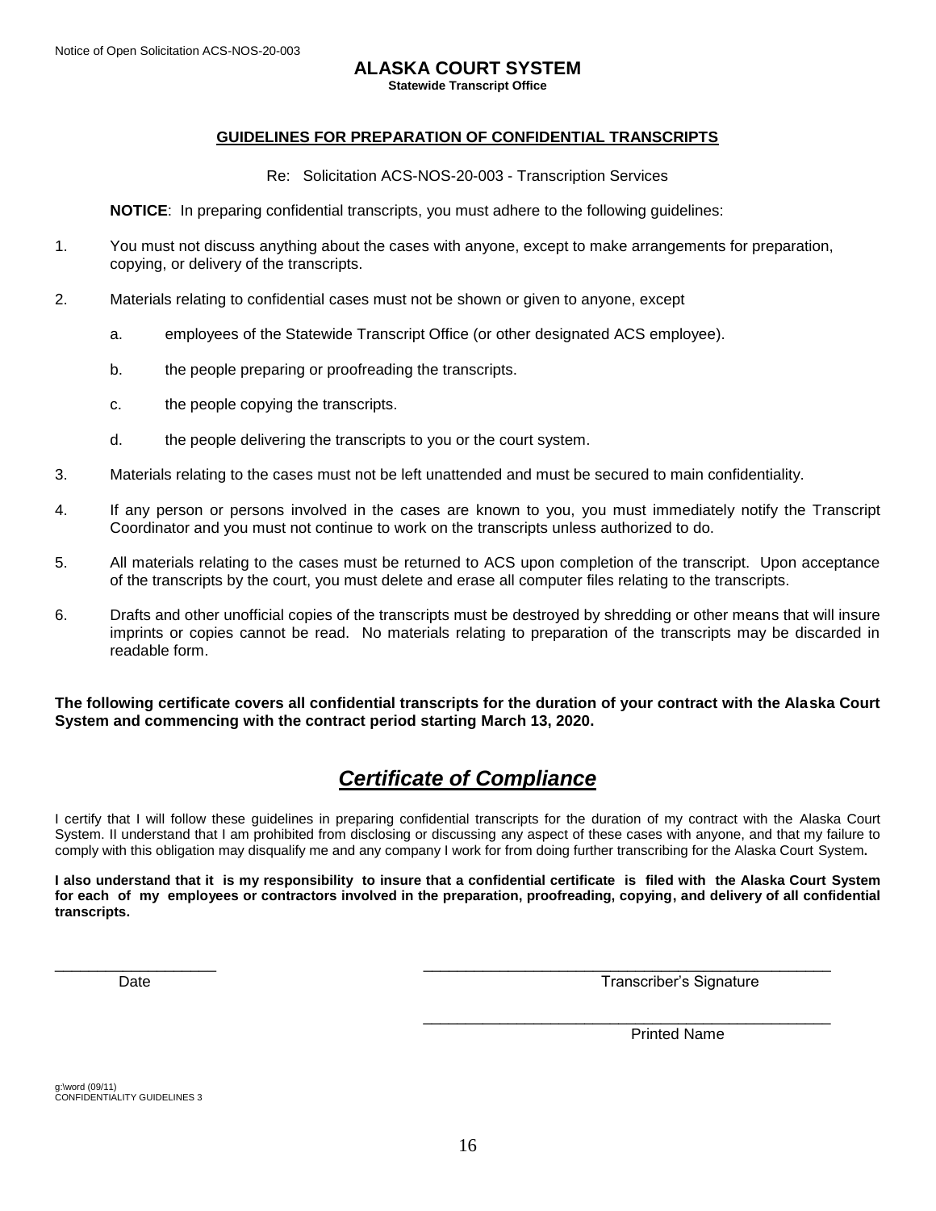Notice of Open Solicitation ACS-NOS-20-003

# ALASKA COURT SYSTEM

**Statewide Transcript Office**

## GUIDELINES FOR PREPARATION OF CONFIDENTIAL TRANSCRIPTS

Re: Solicitation ACS-NOS-20-003 - Transcription Services

**NOTICE**: In preparing confidential transcripts, you must adhere to the following guidelines:

1. You must not discuss anything about the cases with anyone, except to make arrangements for preparation, copying, or delivery of the transcripts.

2. Materials relating to confidential cases must not be shown or given to anyone, except

   a. employees of the Statewide Transcript Office (or other designated ACS employee).

   b. the people preparing or proofreading the transcripts.

   c. the people copying the transcripts.

   d. the people delivering the transcripts to you or the court system.

3. Materials relating to the cases must not be left unattended and must be secured to main confidentiality.

4. If any person or persons involved in the cases are known to you, you must immediately notify the Transcript Coordinator and you must not continue to work on the transcripts unless authorized to do.

5. All materials relating to the cases must be returned to ACS upon completion of the transcript. Upon acceptance of the transcripts by the court, you must delete and erase all computer files relating to the transcripts.

6. Drafts and other unofficial copies of the transcripts must be destroyed by shredding or other means that will insure imprints or copies cannot be read. No materials relating to preparation of the transcripts may be discarded in readable form.

**The following certificate covers all confidential transcripts for the duration of your contract with the Alaska Court System and commencing with the contract period starting March 13, 2020.**

## ***Certificate of Compliance***

I certify that I will follow these guidelines in preparing confidential transcripts for the duration of my contract with the Alaska Court System. II understand that I am prohibited from disclosing or discussing any aspect of these cases with anyone, and that my failure to comply with this obligation may disqualify me and any company I work for from doing further transcribing for the Alaska Court System.

**I also understand that it is my responsibility to insure that a confidential certificate is filed with the Alaska Court System for each of my employees or contractors involved in the preparation, proofreading, copying, and delivery of all confidential transcripts.**

\_\_\_\_\_\_\_\_\_\_\_\_\_\_\_\_\_\_\_\_ Date

\_\_\_\_\_\_\_\_\_\_\_\_\_\_\_\_\_\_\_\_\_\_\_\_\_\_\_\_\_\_\_\_\_\_\_\_\_\_\_\_\_\_\_\_\_\_ Transcriber's Signature

\_\_\_\_\_\_\_\_\_\_\_\_\_\_\_\_\_\_\_\_\_\_\_\_\_\_\_\_\_\_\_\_\_\_\_\_\_\_\_\_\_\_\_\_\_\_ Printed Name

g:\word (09/11)
CONFIDENTIALITY GUIDELINES 3